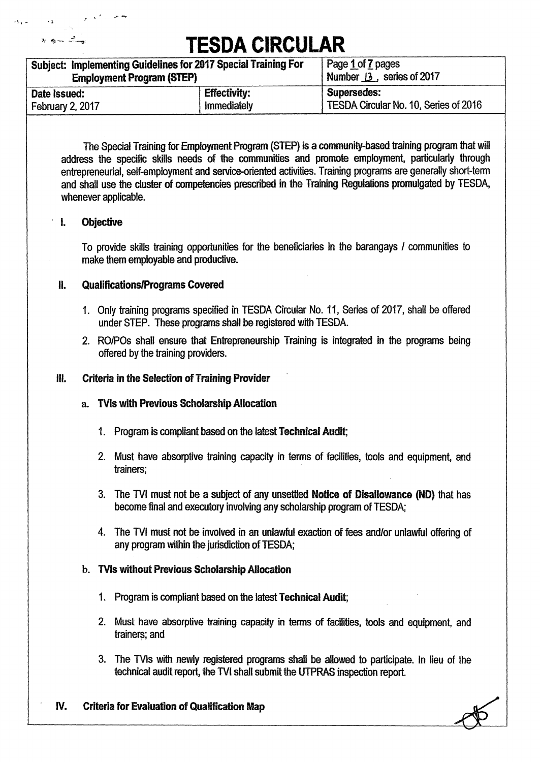# TESDA CIRCULAR

| Subject: Implementing Guidelines for 2017 Special Training For Employment Program (STEP) | | Page 1 of 7 pages<br>Number 13, series of 2017 |
|---|---|---|
| **Date Issued:**<br>February 2, 2017 | **Effectivity:**<br>Immediately | **Supersedes:**<br>TESDA Circular No. 10, Series of 2016 |

The Special Training for Employment Program (STEP) is a community-based training program that will address the specific skills needs of the communities and promote employment, particularly through entrepreneurial, self-employment and service-oriented activities. Training programs are generally short-term and shall use the cluster of competencies prescribed in the Training Regulations promulgated by TESDA, whenever applicable.

## I. Objective

To provide skills training opportunities for the beneficiaries in the barangays / communities to make them employable and productive.

## II. Qualifications/Programs Covered

1. Only training programs specified in TESDA Circular No. 11, Series of 2017, shall be offered under STEP. These programs shall be registered with TESDA.
2. RO/POs shall ensure that Entrepreneurship Training is integrated in the programs being offered by the training providers.

## III. Criteria in the Selection of Training Provider

### a. TVIs with Previous Scholarship Allocation

1. Program is compliant based on the latest **Technical Audit**;
2. Must have absorptive training capacity in terms of facilities, tools and equipment, and trainers;
3. The TVI must not be a subject of any unsettled **Notice of Disallowance (ND)** that has become final and executory involving any scholarship program of TESDA;
4. The TVI must not be involved in an unlawful exaction of fees and/or unlawful offering of any program within the jurisdiction of TESDA;

### b. TVIs without Previous Scholarship Allocation

1. Program is compliant based on the latest **Technical Audit**;
2. Must have absorptive training capacity in terms of facilities, tools and equipment, and trainers; and
3. The TVIs with newly registered programs shall be allowed to participate. In lieu of the technical audit report, the TVI shall submit the UTPRAS inspection report.

## IV. Criteria for Evaluation of Qualification Map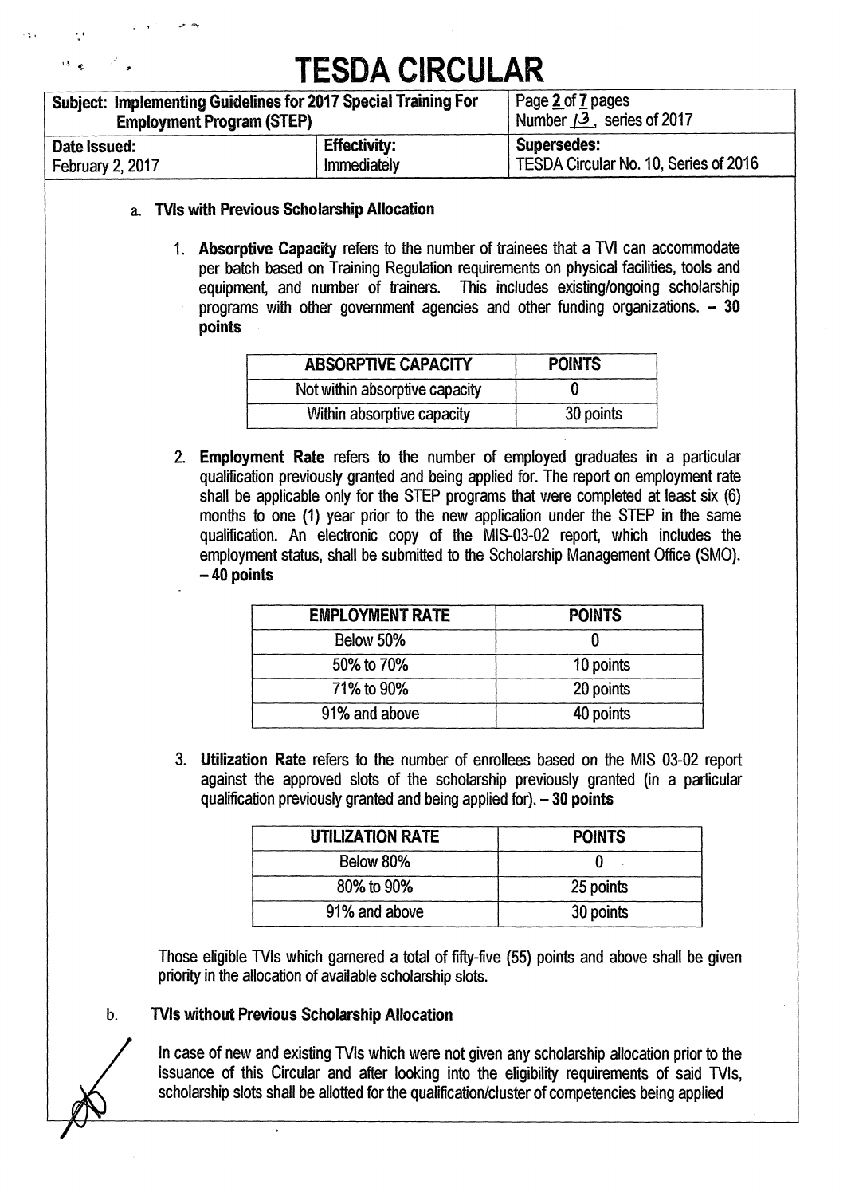# TESDA CIRCULAR

| Subject: Implementing Guidelines for 2017 Special Training For Employment Program (STEP) | | Page 2 of 7 pages Number 13, series of 2017 |
|---|---|---|
| **Date Issued:** February 2, 2017 | **Effectivity:** Immediately | **Supersedes:** TESDA Circular No. 10, Series of 2016 |

a. **TVIs with Previous Scholarship Allocation**

1. **Absorptive Capacity** refers to the number of trainees that a TVI can accommodate per batch based on Training Regulation requirements on physical facilities, tools and equipment, and number of trainers. This includes existing/ongoing scholarship programs with other government agencies and other funding organizations. – **30 points**

| ABSORPTIVE CAPACITY | POINTS |
|---|---|
| Not within absorptive capacity | 0 |
| Within absorptive capacity | 30 points |

2. **Employment Rate** refers to the number of employed graduates in a particular qualification previously granted and being applied for. The report on employment rate shall be applicable only for the STEP programs that were completed at least six (6) months to one (1) year prior to the new application under the STEP in the same qualification. An electronic copy of the MIS-03-02 report, which includes the employment status, shall be submitted to the Scholarship Management Office (SMO). – **40 points**

| EMPLOYMENT RATE | POINTS |
|---|---|
| Below 50% | 0 |
| 50% to 70% | 10 points |
| 71% to 90% | 20 points |
| 91% and above | 40 points |

3. **Utilization Rate** refers to the number of enrollees based on the MIS 03-02 report against the approved slots of the scholarship previously granted (in a particular qualification previously granted and being applied for). – **30 points**

| UTILIZATION RATE | POINTS |
|---|---|
| Below 80% | 0 |
| 80% to 90% | 25 points |
| 91% and above | 30 points |

Those eligible TVIs which garnered a total of fifty-five (55) points and above shall be given priority in the allocation of available scholarship slots.

b. **TVIs without Previous Scholarship Allocation**

In case of new and existing TVIs which were not given any scholarship allocation prior to the issuance of this Circular and after looking into the eligibility requirements of said TVIs, scholarship slots shall be allotted for the qualification/cluster of competencies being applied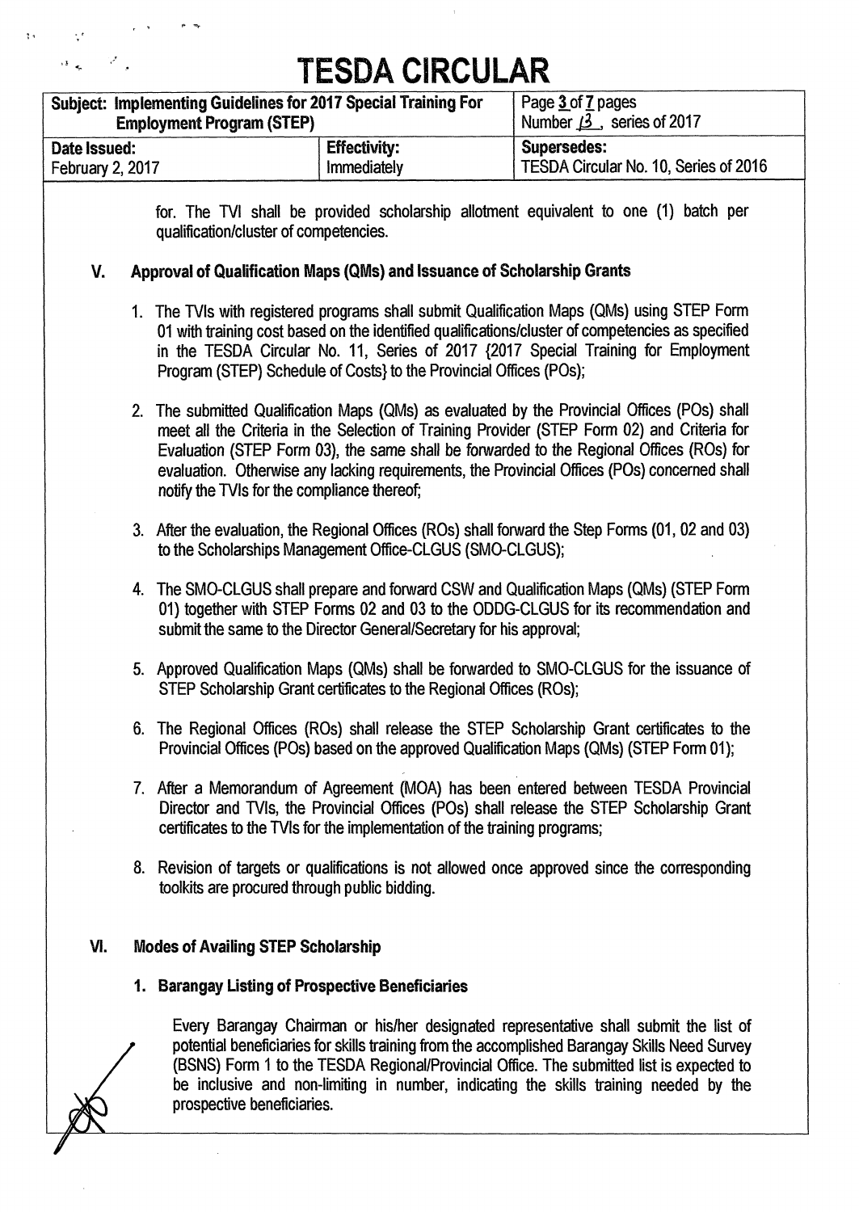for. The TVI shall be provided scholarship allotment equivalent to one (1) batch per qualification/cluster of competencies.

## V. Approval of Qualification Maps (QMs) and Issuance of Scholarship Grants

1. The TVIs with registered programs shall submit Qualification Maps (QMs) using STEP Form 01 with training cost based on the identified qualifications/cluster of competencies as specified in the TESDA Circular No. 11, Series of 2017 {2017 Special Training for Employment Program (STEP) Schedule of Costs} to the Provincial Offices (POs);

2. The submitted Qualification Maps (QMs) as evaluated by the Provincial Offices (POs) shall meet all the Criteria in the Selection of Training Provider (STEP Form 02) and Criteria for Evaluation (STEP Form 03), the same shall be forwarded to the Regional Offices (ROs) for evaluation. Otherwise any lacking requirements, the Provincial Offices (POs) concerned shall notify the TVIs for the compliance thereof;

3. After the evaluation, the Regional Offices (ROs) shall forward the Step Forms (01, 02 and 03) to the Scholarships Management Office-CLGUS (SMO-CLGUS);

4. The SMO-CLGUS shall prepare and forward CSW and Qualification Maps (QMs) (STEP Form 01) together with STEP Forms 02 and 03 to the ODDG-CLGUS for its recommendation and submit the same to the Director General/Secretary for his approval;

5. Approved Qualification Maps (QMs) shall be forwarded to SMO-CLGUS for the issuance of STEP Scholarship Grant certificates to the Regional Offices (ROs);

6. The Regional Offices (ROs) shall release the STEP Scholarship Grant certificates to the Provincial Offices (POs) based on the approved Qualification Maps (QMs) (STEP Form 01);

7. After a Memorandum of Agreement (MOA) has been entered between TESDA Provincial Director and TVIs, the Provincial Offices (POs) shall release the STEP Scholarship Grant certificates to the TVIs for the implementation of the training programs;

8. Revision of targets or qualifications is not allowed once approved since the corresponding toolkits are procured through public bidding.

## VI. Modes of Availing STEP Scholarship

### 1. Barangay Listing of Prospective Beneficiaries

Every Barangay Chairman or his/her designated representative shall submit the list of potential beneficiaries for skills training from the accomplished Barangay Skills Need Survey (BSNS) Form 1 to the TESDA Regional/Provincial Office. The submitted list is expected to be inclusive and non-limiting in number, indicating the skills training needed by the prospective beneficiaries.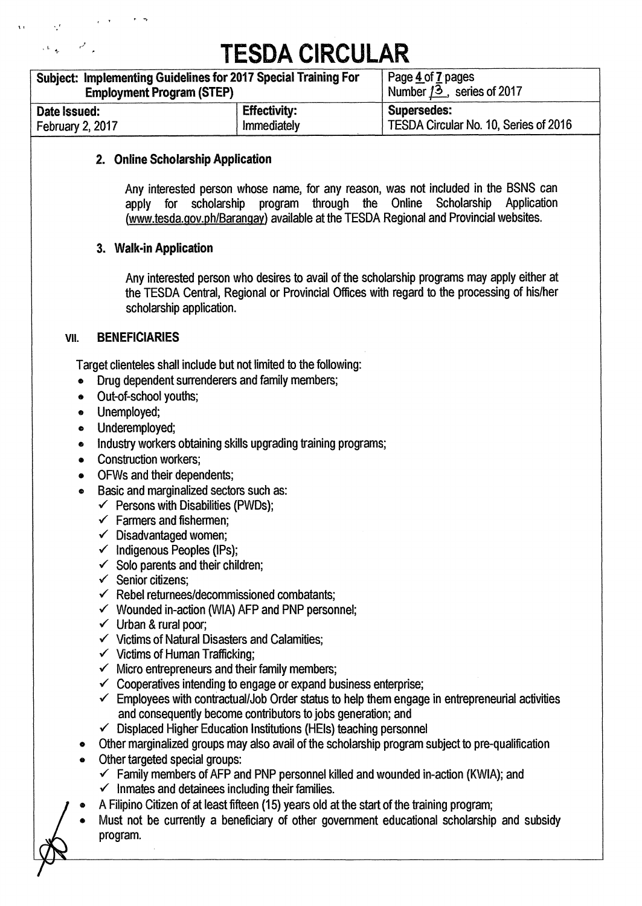### 2. Online Scholarship Application

Any interested person whose name, for any reason, was not included in the BSNS can apply for scholarship program through the Online Scholarship Application (www.tesda.gov.ph/Barangay) available at the TESDA Regional and Provincial websites.

### 3. Walk-in Application

Any interested person who desires to avail of the scholarship programs may apply either at the TESDA Central, Regional or Provincial Offices with regard to the processing of his/her scholarship application.

## VII. BENEFICIARIES

Target clienteles shall include but not limited to the following:

- Drug dependent surrenderers and family members;
- Out-of-school youths;
- Unemployed;
- Underemployed;
- Industry workers obtaining skills upgrading training programs;
- Construction workers;
- OFWs and their dependents;
- Basic and marginalized sectors such as:
  - ✓ Persons with Disabilities (PWDs);
  - ✓ Farmers and fishermen;
  - ✓ Disadvantaged women;
  - ✓ Indigenous Peoples (IPs);
  - ✓ Solo parents and their children;
  - ✓ Senior citizens;
  - ✓ Rebel returnees/decommissioned combatants;
  - ✓ Wounded in-action (WIA) AFP and PNP personnel;
  - ✓ Urban & rural poor;
  - ✓ Victims of Natural Disasters and Calamities;
  - ✓ Victims of Human Trafficking;
  - ✓ Micro entrepreneurs and their family members;
  - ✓ Cooperatives intending to engage or expand business enterprise;
  - ✓ Employees with contractual/Job Order status to help them engage in entrepreneurial activities and consequently become contributors to jobs generation; and
  - ✓ Displaced Higher Education Institutions (HEIs) teaching personnel
- Other marginalized groups may also avail of the scholarship program subject to pre-qualification
- Other targeted special groups:
  - ✓ Family members of AFP and PNP personnel killed and wounded in-action (KWIA); and
  - ✓ Inmates and detainees including their families.
- A Filipino Citizen of at least fifteen (15) years old at the start of the training program;
- Must not be currently a beneficiary of other government educational scholarship and subsidy program.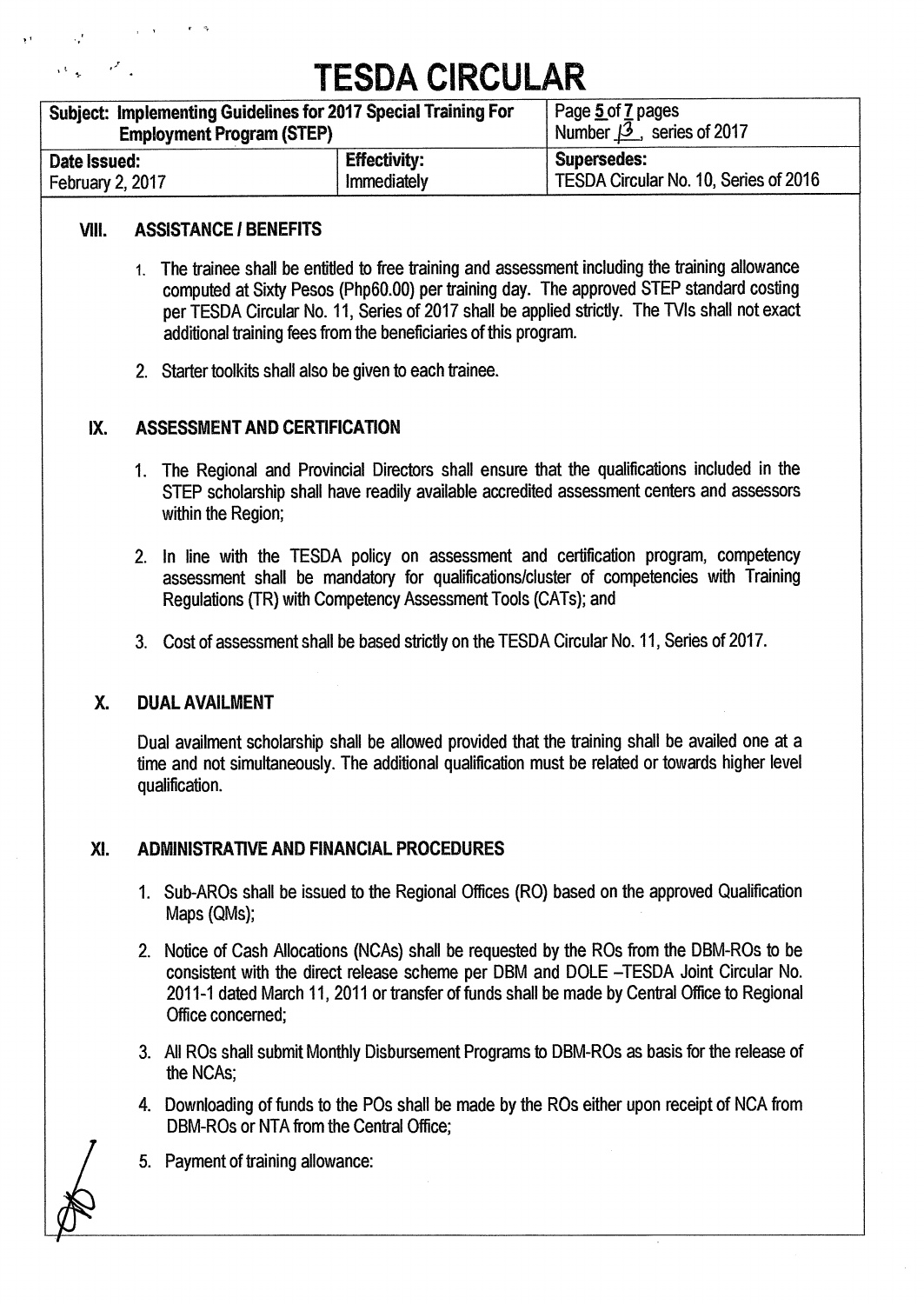## VIII. ASSISTANCE / BENEFITS

1. The trainee shall be entitled to free training and assessment including the training allowance computed at Sixty Pesos (Php60.00) per training day. The approved STEP standard costing per TESDA Circular No. 11, Series of 2017 shall be applied strictly. The TVIs shall not exact additional training fees from the beneficiaries of this program.

2. Starter toolkits shall also be given to each trainee.

## IX. ASSESSMENT AND CERTIFICATION

1. The Regional and Provincial Directors shall ensure that the qualifications included in the STEP scholarship shall have readily available accredited assessment centers and assessors within the Region;

2. In line with the TESDA policy on assessment and certification program, competency assessment shall be mandatory for qualifications/cluster of competencies with Training Regulations (TR) with Competency Assessment Tools (CATs); and

3. Cost of assessment shall be based strictly on the TESDA Circular No. 11, Series of 2017.

## X. DUAL AVAILMENT

Dual availment scholarship shall be allowed provided that the training shall be availed one at a time and not simultaneously. The additional qualification must be related or towards higher level qualification.

## XI. ADMINISTRATIVE AND FINANCIAL PROCEDURES

1. Sub-AROs shall be issued to the Regional Offices (RO) based on the approved Qualification Maps (QMs);

2. Notice of Cash Allocations (NCAs) shall be requested by the ROs from the DBM-ROs to be consistent with the direct release scheme per DBM and DOLE –TESDA Joint Circular No. 2011-1 dated March 11, 2011 or transfer of funds shall be made by Central Office to Regional Office concerned;

3. All ROs shall submit Monthly Disbursement Programs to DBM-ROs as basis for the release of the NCAs;

4. Downloading of funds to the POs shall be made by the ROs either upon receipt of NCA from DBM-ROs or NTA from the Central Office;

5. Payment of training allowance: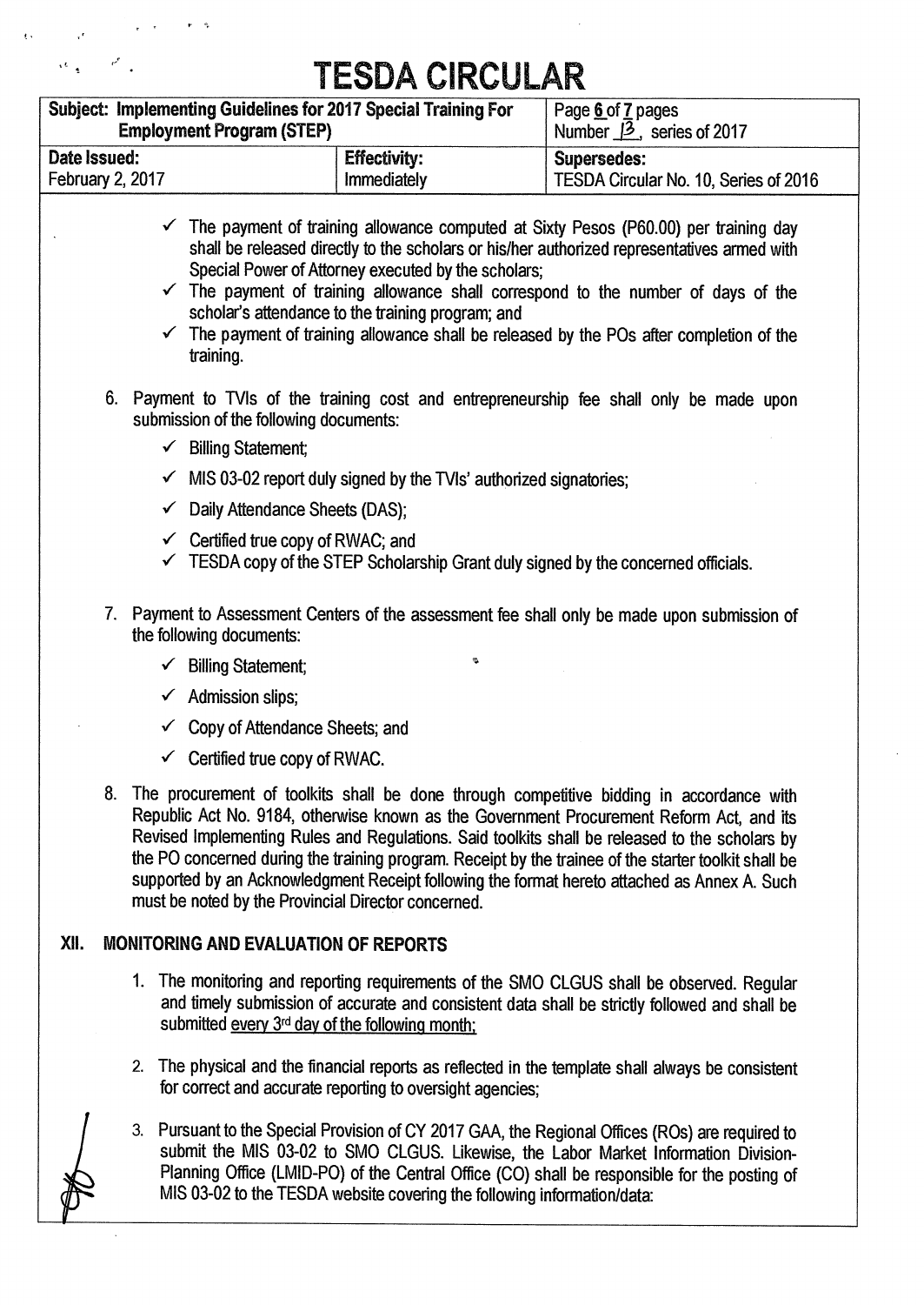- ✓ The payment of training allowance computed at Sixty Pesos (P60.00) per training day shall be released directly to the scholars or his/her authorized representatives armed with Special Power of Attorney executed by the scholars;
- ✓ The payment of training allowance shall correspond to the number of days of the scholar's attendance to the training program; and
- ✓ The payment of training allowance shall be released by the POs after completion of the training.

6. Payment to TVIs of the training cost and entrepreneurship fee shall only be made upon submission of the following documents:
   - ✓ Billing Statement;
   - ✓ MIS 03-02 report duly signed by the TVIs' authorized signatories;
   - ✓ Daily Attendance Sheets (DAS);
   - ✓ Certified true copy of RWAC; and
   - ✓ TESDA copy of the STEP Scholarship Grant duly signed by the concerned officials.

7. Payment to Assessment Centers of the assessment fee shall only be made upon submission of the following documents:
   - ✓ Billing Statement;
   - ✓ Admission slips;
   - ✓ Copy of Attendance Sheets; and
   - ✓ Certified true copy of RWAC.

8. The procurement of toolkits shall be done through competitive bidding in accordance with Republic Act No. 9184, otherwise known as the Government Procurement Reform Act, and its Revised Implementing Rules and Regulations. Said toolkits shall be released to the scholars by the PO concerned during the training program. Receipt by the trainee of the starter toolkit shall be supported by an Acknowledgment Receipt following the format hereto attached as Annex A. Such must be noted by the Provincial Director concerned.

## XII. MONITORING AND EVALUATION OF REPORTS

1. The monitoring and reporting requirements of the SMO CLGUS shall be observed. Regular and timely submission of accurate and consistent data shall be strictly followed and shall be submitted every 3rd day of the following month;

2. The physical and the financial reports as reflected in the template shall always be consistent for correct and accurate reporting to oversight agencies;

3. Pursuant to the Special Provision of CY 2017 GAA, the Regional Offices (ROs) are required to submit the MIS 03-02 to SMO CLGUS. Likewise, the Labor Market Information Division-Planning Office (LMID-PO) of the Central Office (CO) shall be responsible for the posting of MIS 03-02 to the TESDA website covering the following information/data: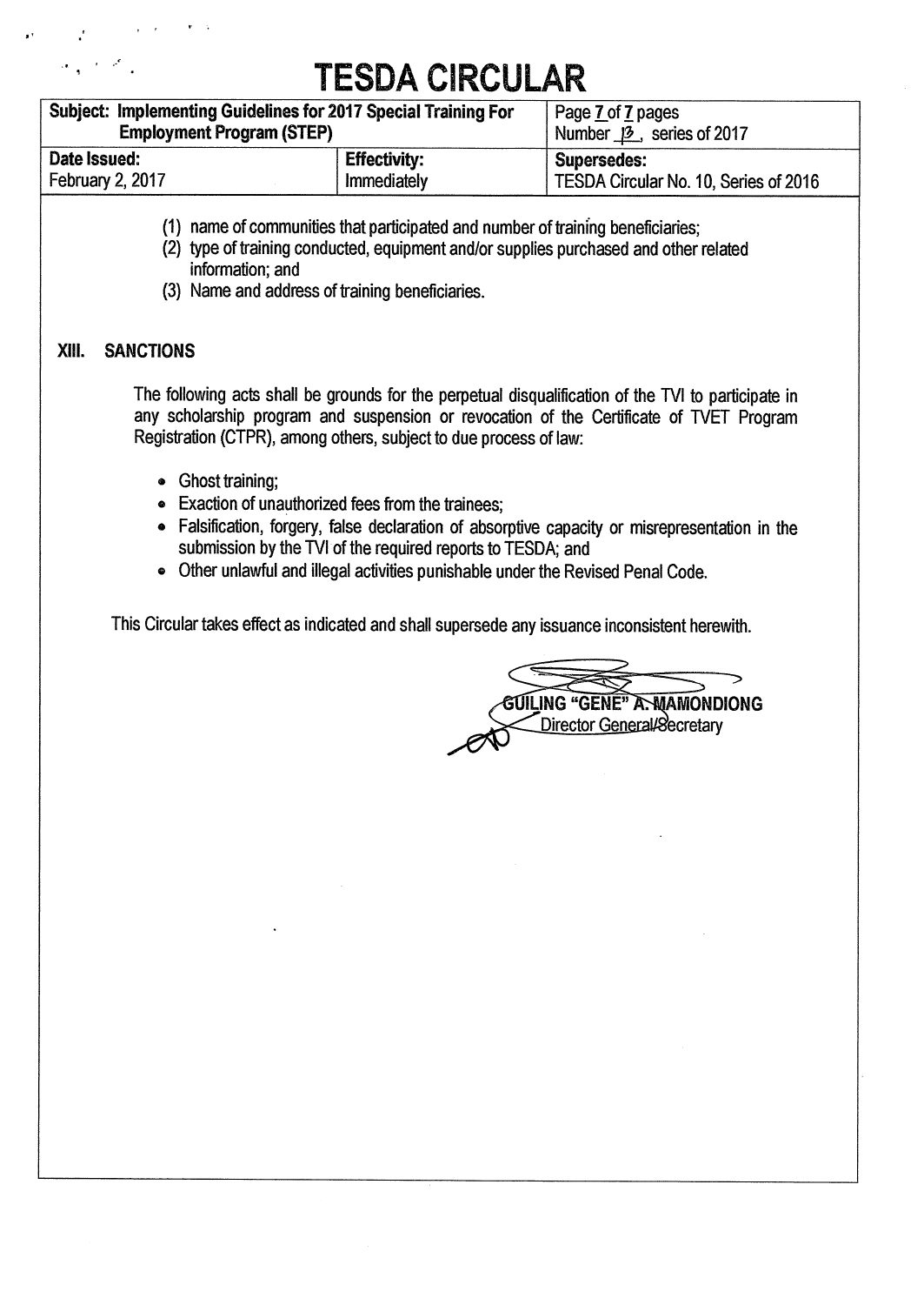(1) name of communities that participated and number of training beneficiaries;
(2) type of training conducted, equipment and/or supplies purchased and other related information; and
(3) Name and address of training beneficiaries.

## XIII. SANCTIONS

The following acts shall be grounds for the perpetual disqualification of the TVI to participate in any scholarship program and suspension or revocation of the Certificate of TVET Program Registration (CTPR), among others, subject to due process of law:

- Ghost training;
- Exaction of unauthorized fees from the trainees;
- Falsification, forgery, false declaration of absorptive capacity or misrepresentation in the submission by the TVI of the required reports to TESDA; and
- Other unlawful and illegal activities punishable under the Revised Penal Code.

This Circular takes effect as indicated and shall supersede any issuance inconsistent herewith.

**GUILING "GENE" A. MAMONDIONG**
Director General/Secretary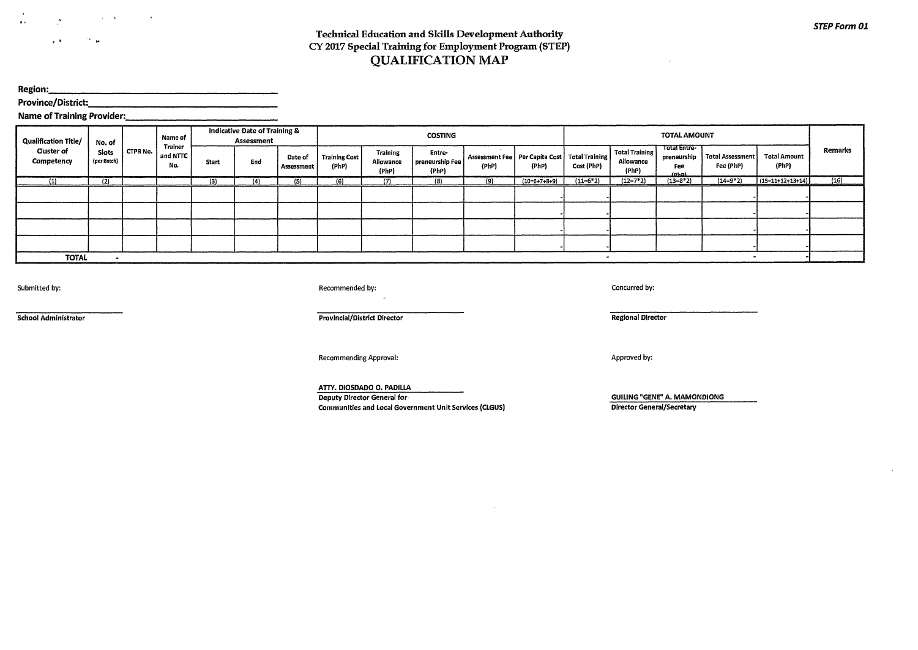STEP Form 01

**Technical Education and Skills Development Authority**
**CY 2017 Special Training for Employment Program (STEP)**

# QUALIFICATION MAP

**Region:**\_\_\_\_\_\_\_\_\_\_\_\_\_\_\_\_\_\_\_\_\_\_\_\_\_\_\_\_

**Province/District:**\_\_\_\_\_\_\_\_\_\_\_\_\_\_\_\_\_\_\_\_\_\_\_\_\_\_\_\_

**Name of Training Provider:**\_\_\_\_\_\_\_\_\_\_\_\_\_\_\_\_\_\_\_\_\_\_\_\_\_\_\_\_

| Qualification Title/ Cluster of Competency | No. of Slots (per Batch) | CTPR No. | Name of Trainer and NTTC No. | Indicative Date of Training & Assessment | | | COSTING | | | | | TOTAL AMOUNT | | | | | Remarks |
|---|---|---|---|---|---|---|---|---|---|---|---|---|---|---|---|---|---|
| | | | | Start | End | Date of Assessment | Training Cost (PhP) | Training Allowance (PhP) | Entre-preneurship Fee (PhP) | Assessment Fee (PhP) | Per Capita Cost (PhP) | Total Training Cost (PhP) | Total Training Allowance (PhP) | Total Entre-preneurship Fee (PhP) | Total Assessment Fee (PhP) | Total Amount (PhP) | |
| (1) | (2) | | | (3) | (4) | (5) | (6) | (7) | (8) | (9) | (10=6+7+8+9) | (11=6*2) | (12=7*2) | (13=8*2) | (14=9*2) | (15=11+12+13+14) | (16) |
| | | | | | | | | | | | | - | | | - | - | |
| | | | | | | | | | | | | - | | | - | - | |
| | | | | | | | | | | | | - | | | - | - | |
| | | | | | | | | | | | | - | | | - | - | |
| TOTAL | - | | | | | | | | | | | - | | | - | - | |

Submitted by:

\_\_\_\_\_\_\_\_\_\_\_\_\_\_\_\_\_\_\_\_\_\_\_\_
**School Administrator**

Recommended by:

\_\_\_\_\_\_\_\_\_\_\_\_\_\_\_\_\_\_\_\_\_\_\_\_
**Provincial/District Director**

Concurred by:

\_\_\_\_\_\_\_\_\_\_\_\_\_\_\_\_\_\_\_\_\_\_\_\_
**Regional Director**

Recommending Approval:

**ATTY. DIOSDADO O. PADILLA**
**Deputy Director General for**
**Communities and Local Government Unit Services (CLGUS)**

Approved by:

**GUILING "GENE" A. MAMONDIONG**
**Director General/Secretary**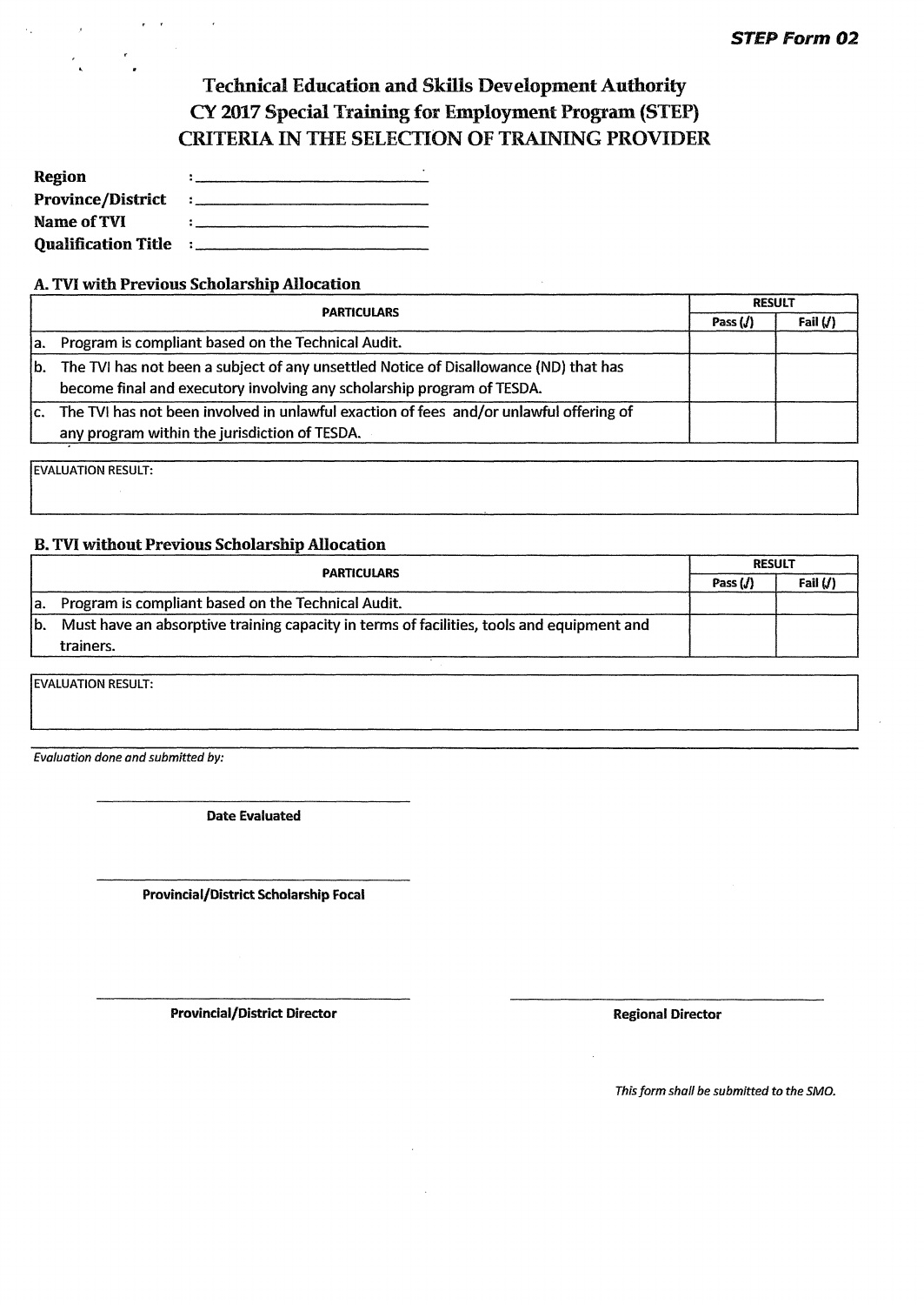***STEP Form 02***

# Technical Education and Skills Development Authority
# CY 2017 Special Training for Employment Program (STEP)
# CRITERIA IN THE SELECTION OF TRAINING PROVIDER

**Region** : ______________________

**Province/District** : ______________________

**Name of TVI** : ______________________

**Qualification Title** : ______________________

### A. TVI with Previous Scholarship Allocation

| PARTICULARS | RESULT | |
|---|---|---|
| | Pass (/) | Fail (/) |
| a. Program is compliant based on the Technical Audit. | | |
| b. The TVI has not been a subject of any unsettled Notice of Disallowance (ND) that has become final and executory involving any scholarship program of TESDA. | | |
| c. The TVI has not been involved in unlawful exaction of fees and/or unlawful offering of any program within the jurisdiction of TESDA. | | |

| EVALUATION RESULT: |
|---|
| |

### B. TVI without Previous Scholarship Allocation

| PARTICULARS | RESULT | |
|---|---|---|
| | Pass (/) | Fail (/) |
| a. Program is compliant based on the Technical Audit. | | |
| b. Must have an absorptive training capacity in terms of facilities, tools and equipment and trainers. | | |

| EVALUATION RESULT: |
|---|
| |

*Evaluation done and submitted by:*

______________________

**Date Evaluated**

______________________

**Provincial/District Scholarship Focal**

______________________

**Provincial/District Director**

______________________

**Regional Director**

*This form shall be submitted to the SMO.*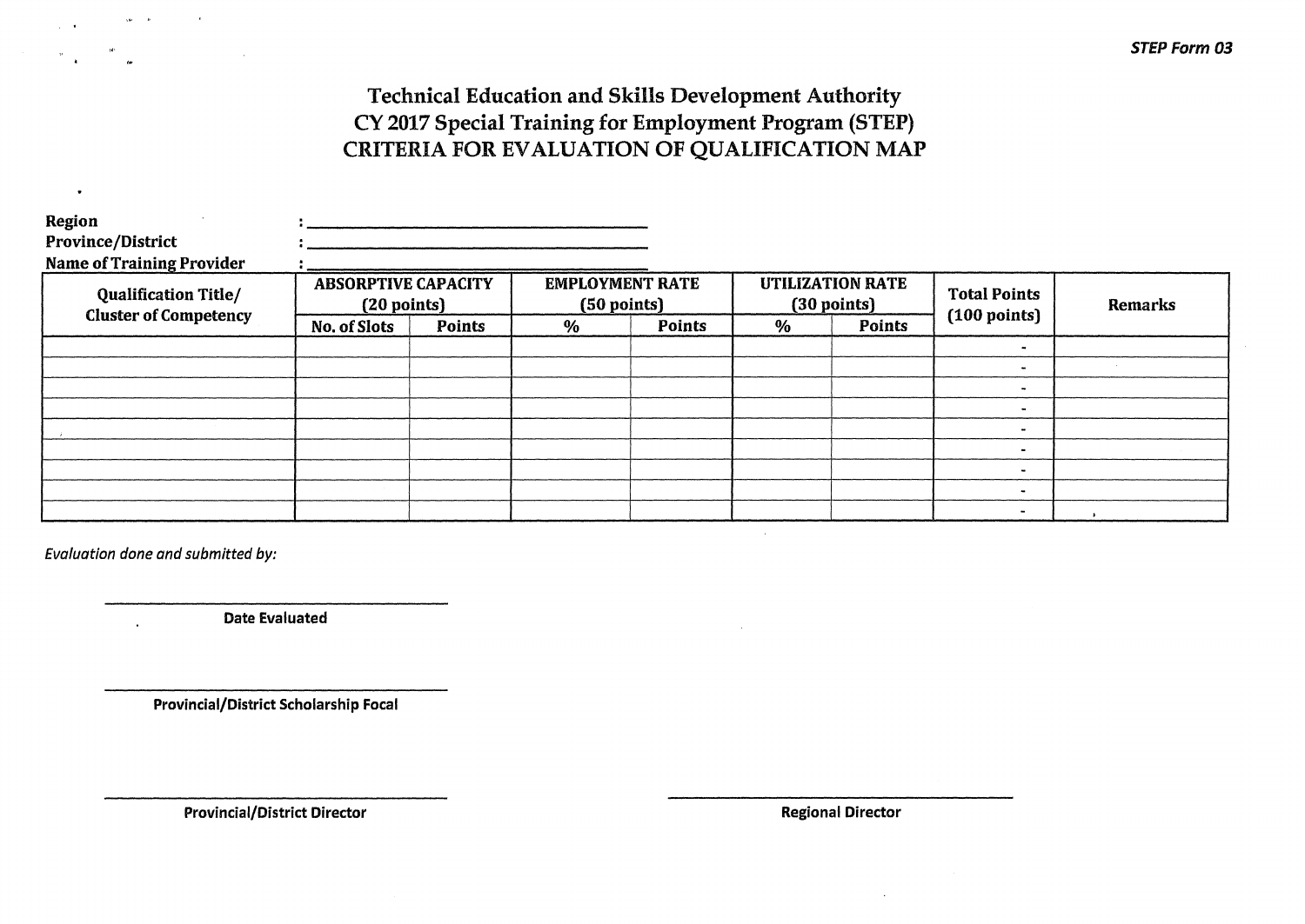STEP Form 03

# Technical Education and Skills Development Authority
# CY 2017 Special Training for Employment Program (STEP)
# CRITERIA FOR EVALUATION OF QUALIFICATION MAP

**Region** : ______________________

**Province/District** : ______________________

**Name of Training Provider** : ______________________

| Qualification Title/ Cluster of Competency | ABSORPTIVE CAPACITY (20 points) | | EMPLOYMENT RATE (50 points) | | UTILIZATION RATE (30 points) | | Total Points (100 points) | Remarks |
|---|---|---|---|---|---|---|---|---|
| | No. of Slots | Points | % | Points | % | Points | | |
| | | | | | | | - | |
| | | | | | | | - | |
| | | | | | | | - | |
| | | | | | | | - | |
| | | | | | | | - | |
| | | | | | | | - | |
| | | | | | | | - | |
| | | | | | | | - | |
| | | | | | | | - | |

*Evaluation done and submitted by:*

______________________
**Date Evaluated**

______________________
**Provincial/District Scholarship Focal**

______________________
**Provincial/District Director**

______________________
**Regional Director**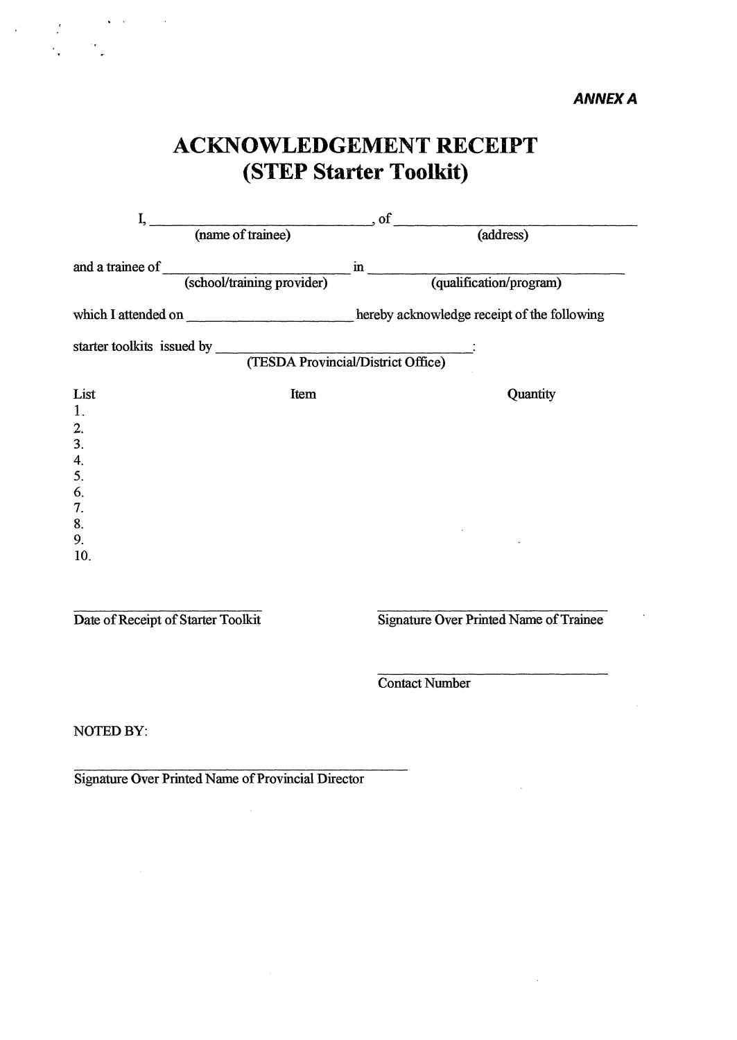***ANNEX A***

# ACKNOWLEDGEMENT RECEIPT
# (STEP Starter Toolkit)

I, ______________________________ (name of trainee), of ______________________________ (address)

and a trainee of ____________________________ (school/training provider) in ______________________________ (qualification/program)

which I attended on ______________________ hereby acknowledge receipt of the following

starter toolkits issued by ______________________________ (TESDA Provincial/District Office):

| List | Item | Quantity |
|---|---|---|
| 1. | | |
| 2. | | |
| 3. | | |
| 4. | | |
| 5. | | |
| 6. | | |
| 7. | | |
| 8. | | |
| 9. | | |
| 10. | | |

______________________________
Date of Receipt of Starter Toolkit

______________________________
Signature Over Printed Name of Trainee

______________________________
Contact Number

NOTED BY:

______________________________
Signature Over Printed Name of Provincial Director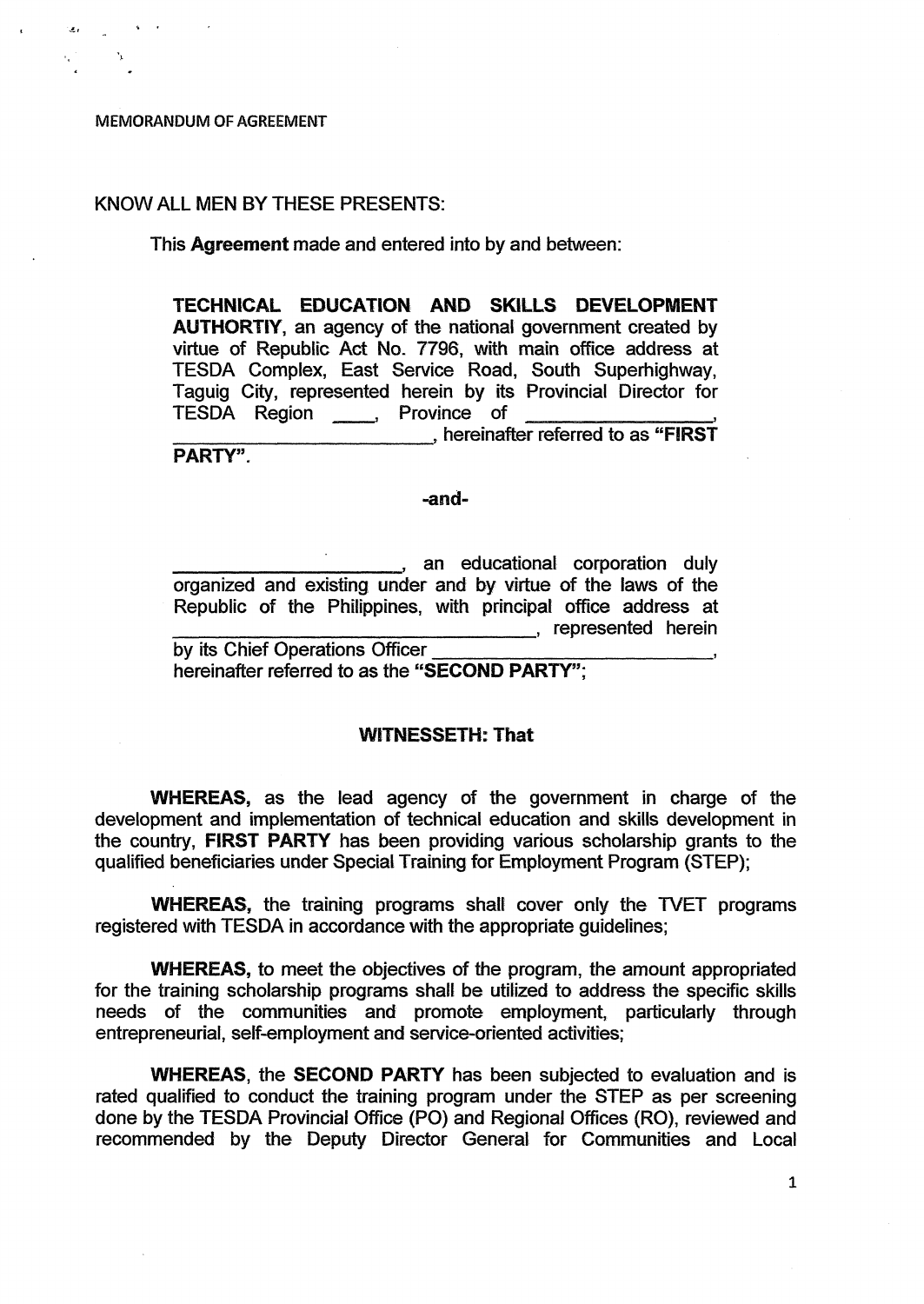MEMORANDUM OF AGREEMENT

KNOW ALL MEN BY THESE PRESENTS:

This **Agreement** made and entered into by and between:

> **TECHNICAL EDUCATION AND SKILLS DEVELOPMENT AUTHORTIY**, an agency of the national government created by virtue of Republic Act No. 7796, with main office address at TESDA Complex, East Service Road, South Superhighway, Taguig City, represented herein by its Provincial Director for TESDA Region ____, Province of ________________, ________________________, hereinafter referred to as **"FIRST PARTY"**.

**-and-**

> ______________________, an educational corporation duly organized and existing under and by virtue of the laws of the Republic of the Philippines, with principal office address at ________________________________, represented herein by its Chief Operations Officer ________________________, hereinafter referred to as the **"SECOND PARTY"**;

**WITNESSETH: That**

**WHEREAS,** as the lead agency of the government in charge of the development and implementation of technical education and skills development in the country, **FIRST PARTY** has been providing various scholarship grants to the qualified beneficiaries under Special Training for Employment Program (STEP);

**WHEREAS,** the training programs shall cover only the TVET programs registered with TESDA in accordance with the appropriate guidelines;

**WHEREAS,** to meet the objectives of the program, the amount appropriated for the training scholarship programs shall be utilized to address the specific skills needs of the communities and promote employment, particularly through entrepreneurial, self-employment and service-oriented activities;

**WHEREAS**, the **SECOND PARTY** has been subjected to evaluation and is rated qualified to conduct the training program under the STEP as per screening done by the TESDA Provincial Office (PO) and Regional Offices (RO), reviewed and recommended by the Deputy Director General for Communities and Local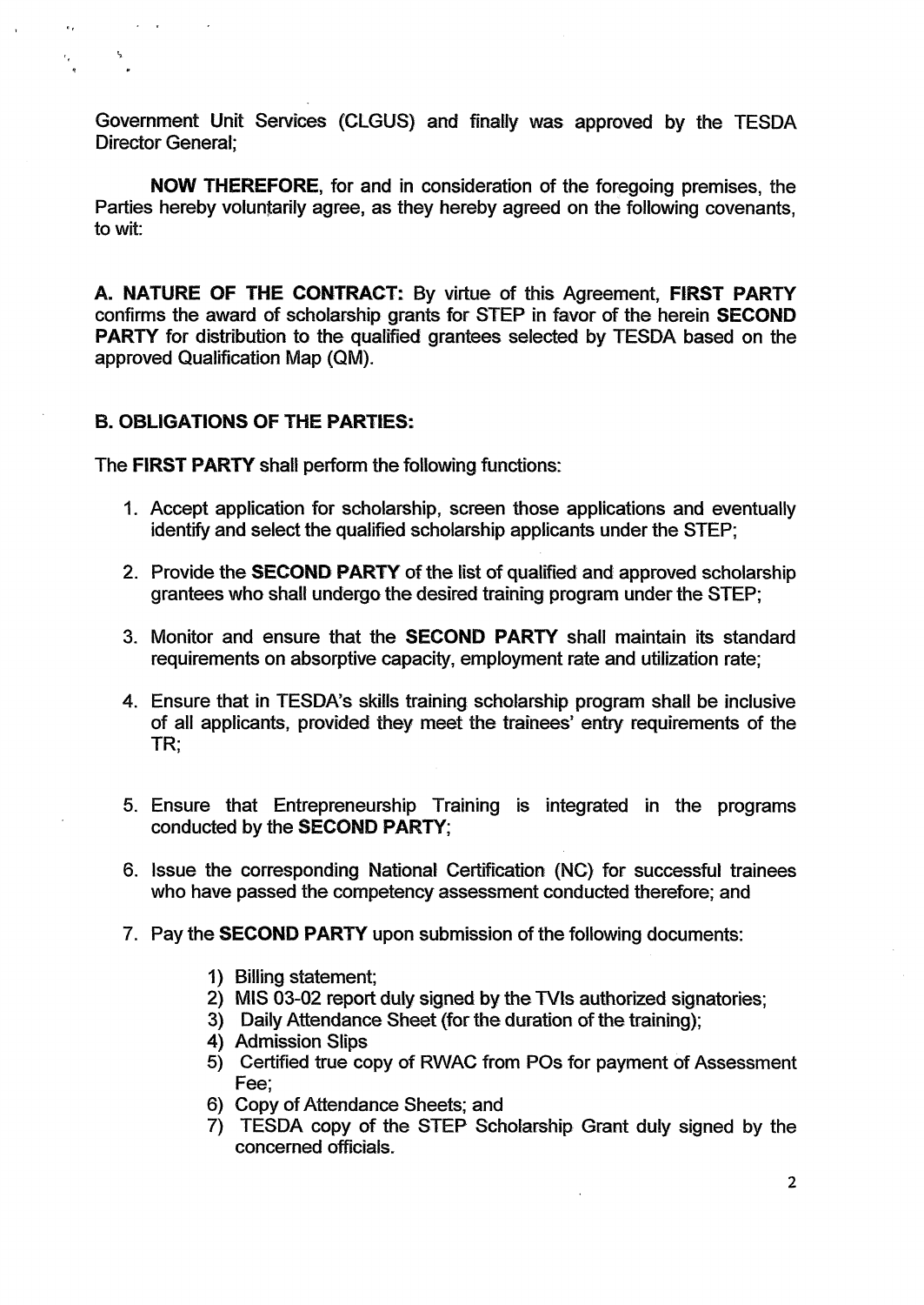Government Unit Services (CLGUS) and finally was approved by the TESDA Director General;

**NOW THEREFORE**, for and in consideration of the foregoing premises, the Parties hereby voluntarily agree, as they hereby agreed on the following covenants, to wit:

**A. NATURE OF THE CONTRACT:** By virtue of this Agreement, **FIRST PARTY** confirms the award of scholarship grants for STEP in favor of the herein **SECOND PARTY** for distribution to the qualified grantees selected by TESDA based on the approved Qualification Map (QM).

**B. OBLIGATIONS OF THE PARTIES:**

The **FIRST PARTY** shall perform the following functions:

1. Accept application for scholarship, screen those applications and eventually identify and select the qualified scholarship applicants under the STEP;

2. Provide the **SECOND PARTY** of the list of qualified and approved scholarship grantees who shall undergo the desired training program under the STEP;

3. Monitor and ensure that the **SECOND PARTY** shall maintain its standard requirements on absorptive capacity, employment rate and utilization rate;

4. Ensure that in TESDA's skills training scholarship program shall be inclusive of all applicants, provided they meet the trainees' entry requirements of the TR;

5. Ensure that Entrepreneurship Training is integrated in the programs conducted by the **SECOND PARTY**;

6. Issue the corresponding National Certification (NC) for successful trainees who have passed the competency assessment conducted therefore; and

7. Pay the **SECOND PARTY** upon submission of the following documents:

    1) Billing statement;
    2) MIS 03-02 report duly signed by the TVIs authorized signatories;
    3) Daily Attendance Sheet (for the duration of the training);
    4) Admission Slips
    5) Certified true copy of RWAC from POs for payment of Assessment Fee;
    6) Copy of Attendance Sheets; and
    7) TESDA copy of the STEP Scholarship Grant duly signed by the concerned officials.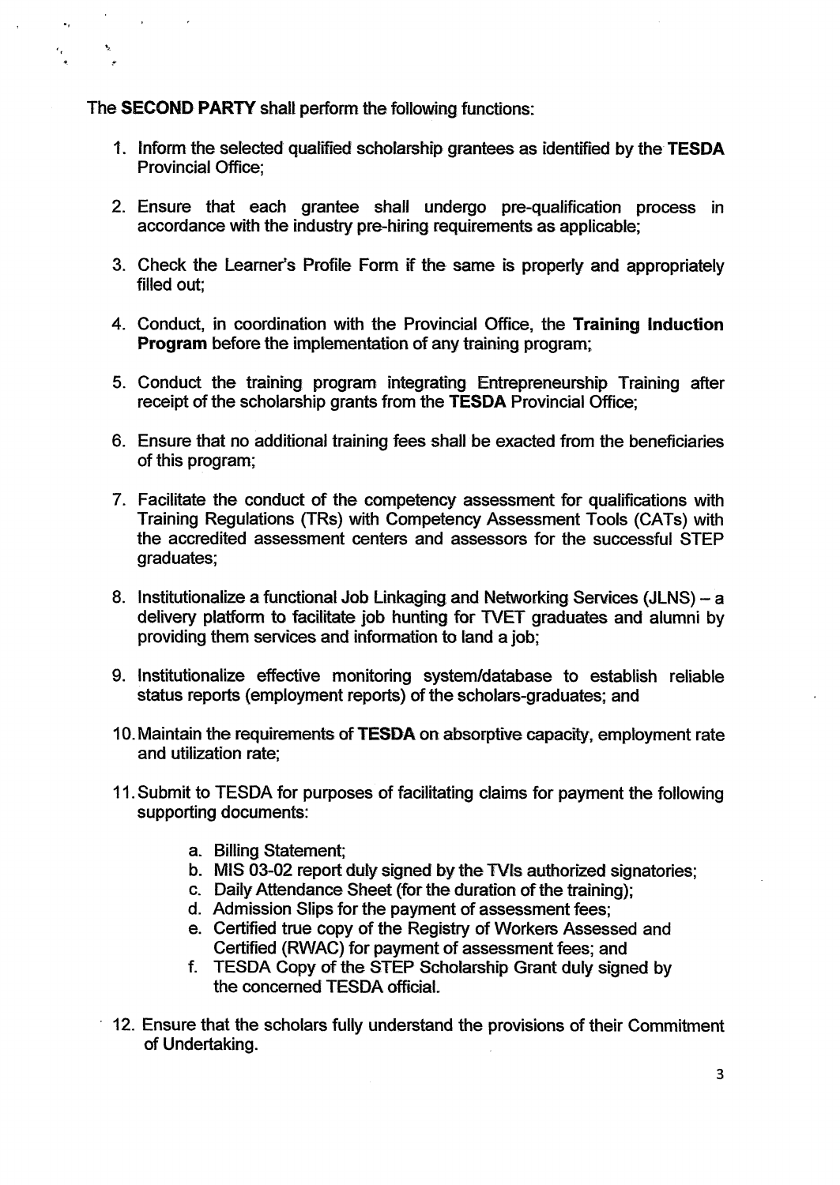The **SECOND PARTY** shall perform the following functions:

1. Inform the selected qualified scholarship grantees as identified by the **TESDA** Provincial Office;

2. Ensure that each grantee shall undergo pre-qualification process in accordance with the industry pre-hiring requirements as applicable;

3. Check the Learner's Profile Form if the same is properly and appropriately filled out;

4. Conduct, in coordination with the Provincial Office, the **Training Induction Program** before the implementation of any training program;

5. Conduct the training program integrating Entrepreneurship Training after receipt of the scholarship grants from the **TESDA** Provincial Office;

6. Ensure that no additional training fees shall be exacted from the beneficiaries of this program;

7. Facilitate the conduct of the competency assessment for qualifications with Training Regulations (TRs) with Competency Assessment Tools (CATs) with the accredited assessment centers and assessors for the successful STEP graduates;

8. Institutionalize a functional Job Linkaging and Networking Services (JLNS) – a delivery platform to facilitate job hunting for TVET graduates and alumni by providing them services and information to land a job;

9. Institutionalize effective monitoring system/database to establish reliable status reports (employment reports) of the scholars-graduates; and

10. Maintain the requirements of **TESDA** on absorptive capacity, employment rate and utilization rate;

11. Submit to TESDA for purposes of facilitating claims for payment the following supporting documents:

    a. Billing Statement;
    b. MIS 03-02 report duly signed by the TVIs authorized signatories;
    c. Daily Attendance Sheet (for the duration of the training);
    d. Admission Slips for the payment of assessment fees;
    e. Certified true copy of the Registry of Workers Assessed and Certified (RWAC) for payment of assessment fees; and
    f. TESDA Copy of the STEP Scholarship Grant duly signed by the concerned TESDA official.

12. Ensure that the scholars fully understand the provisions of their Commitment of Undertaking.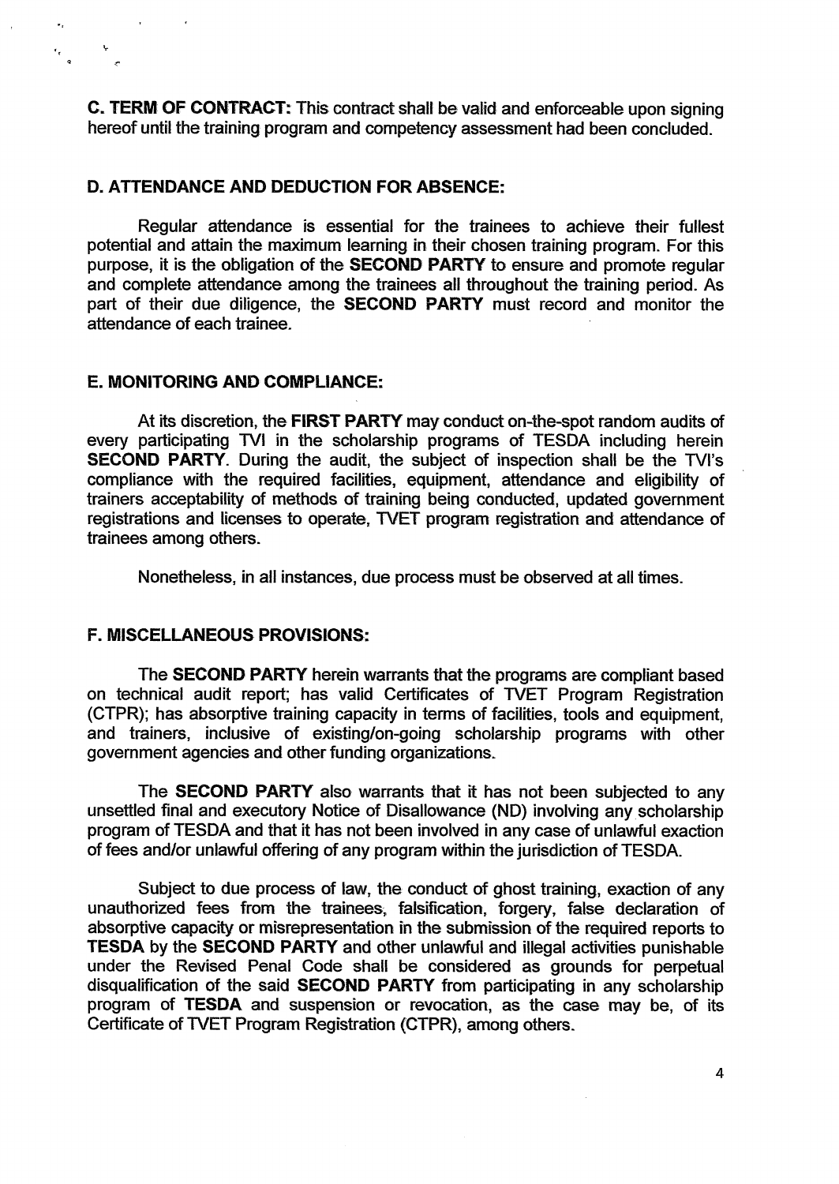**C. TERM OF CONTRACT:** This contract shall be valid and enforceable upon signing hereof until the training program and competency assessment had been concluded.

**D. ATTENDANCE AND DEDUCTION FOR ABSENCE:**

Regular attendance is essential for the trainees to achieve their fullest potential and attain the maximum learning in their chosen training program. For this purpose, it is the obligation of the **SECOND PARTY** to ensure and promote regular and complete attendance among the trainees all throughout the training period. As part of their due diligence, the **SECOND PARTY** must record and monitor the attendance of each trainee.

**E. MONITORING AND COMPLIANCE:**

At its discretion, the **FIRST PARTY** may conduct on-the-spot random audits of every participating TVI in the scholarship programs of TESDA including herein **SECOND PARTY**. During the audit, the subject of inspection shall be the TVI's compliance with the required facilities, equipment, attendance and eligibility of trainers acceptability of methods of training being conducted, updated government registrations and licenses to operate, TVET program registration and attendance of trainees among others.

Nonetheless, in all instances, due process must be observed at all times.

**F. MISCELLANEOUS PROVISIONS:**

The **SECOND PARTY** herein warrants that the programs are compliant based on technical audit report; has valid Certificates of TVET Program Registration (CTPR); has absorptive training capacity in terms of facilities, tools and equipment, and trainers, inclusive of existing/on-going scholarship programs with other government agencies and other funding organizations.

The **SECOND PARTY** also warrants that it has not been subjected to any unsettled final and executory Notice of Disallowance (ND) involving any scholarship program of TESDA and that it has not been involved in any case of unlawful exaction of fees and/or unlawful offering of any program within the jurisdiction of TESDA.

Subject to due process of law, the conduct of ghost training, exaction of any unauthorized fees from the trainees, falsification, forgery, false declaration of absorptive capacity or misrepresentation in the submission of the required reports to **TESDA** by the **SECOND PARTY** and other unlawful and illegal activities punishable under the Revised Penal Code shall be considered as grounds for perpetual disqualification of the said **SECOND PARTY** from participating in any scholarship program of **TESDA** and suspension or revocation, as the case may be, of its Certificate of TVET Program Registration (CTPR), among others.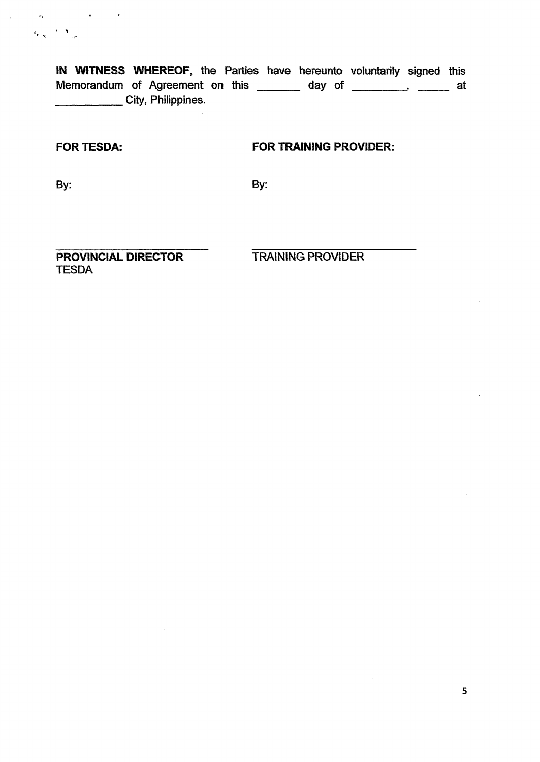**IN WITNESS WHEREOF**, the Parties have hereunto voluntarily signed this Memorandum of Agreement on this _______ day of _________, _____ at __________ City, Philippines.

**FOR TESDA:**

By:

_________________________
**PROVINCIAL DIRECTOR**
TESDA

**FOR TRAINING PROVIDER:**

By:

_________________________
TRAINING PROVIDER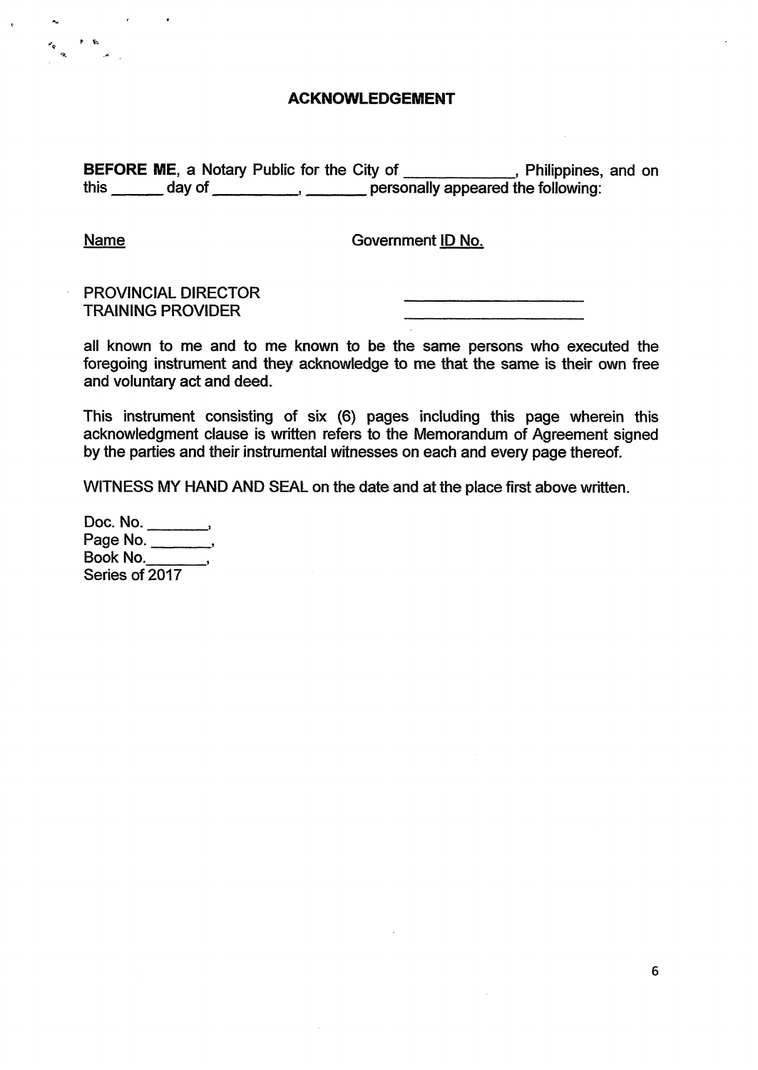## ACKNOWLEDGEMENT

**BEFORE ME**, a Notary Public for the City of ____________, Philippines, and on this ______ day of __________, _______ personally appeared the following:

| Name | Government ID No. |
|---|---|
| PROVINCIAL DIRECTOR | ______________________ |
| TRAINING PROVIDER | ______________________ |

all known to me and to me known to be the same persons who executed the foregoing instrument and they acknowledge to me that the same is their own free and voluntary act and deed.

This instrument consisting of six (6) pages including this page wherein this acknowledgment clause is written refers to the Memorandum of Agreement signed by the parties and their instrumental witnesses on each and every page thereof.

WITNESS MY HAND AND SEAL on the date and at the place first above written.

Doc. No. _______,
Page No. _______,
Book No._______,
Series of 2017